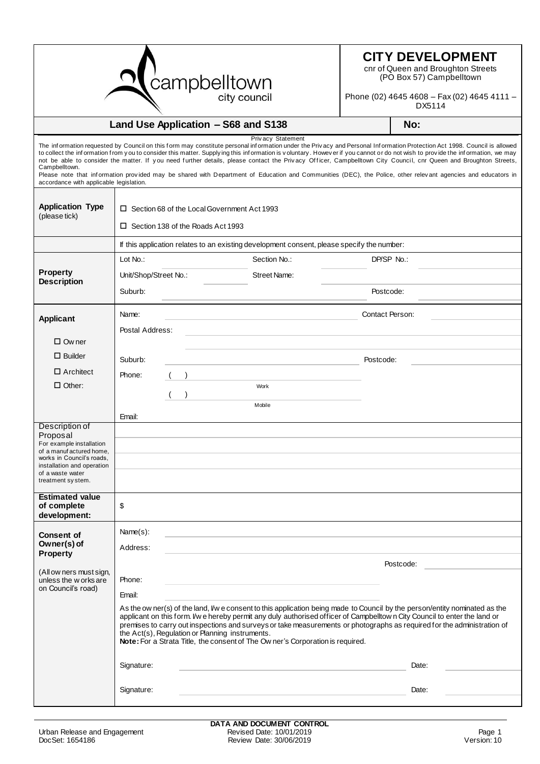campbelltown city council

## CITY DEVELOPMENT

cnr of Queen and Broughton Streets
(PO Box 57) Campbelltown

Phone (02) 4645 4608 – Fax (02) 4645 4111 – DX5114

## Land Use Application – S68 and S138

**No:**

**Privacy Statement**

The information requested by Council on this form may constitute personal information under the Privacy and Personal Information Protection Act 1998. Council is allowed to collect the information from you to consider this matter. Supplying this information is voluntary. However if you cannot or do not wish to provide the information, we may not be able to consider the matter. If you need further details, please contact the Privacy Officer, Campbelltown City Council, cnr Queen and Broughton Streets, Campbelltown.

Please note that information provided may be shared with Department of Education and Communities (DEC), the Police, other relevant agencies and educators in accordance with applicable legislation.

| | |
|---|---|
| **Application Type** (please tick) | ☐ Section 68 of the Local Government Act 1993<br>☐ Section 138 of the Roads Act 1993 |
| | If this application relates to an existing development consent, please specify the number: |
| **Property Description** | Lot No.: Section No.: DP/SP No.:<br>Unit/Shop/Street No.: Street Name:<br>Suburb: Postcode: |
| **Applicant**<br>☐ Owner<br>☐ Builder<br>☐ Architect<br>☐ Other: | Name: Contact Person:<br>Postal Address:<br>Suburb: Postcode:<br>Phone: ( ) Work<br>( ) Mobile<br>Email: |
| Description of Proposal<br>For example installation of a manufactured home, works in Council's roads, installation and operation of a waste water treatment system. | |
| **Estimated value of complete development:** | $ |
| **Consent of Owner(s) of Property**<br><br>(All owners must sign, unless the works are on Council's road) | Name(s):<br>Address:<br>Postcode:<br>Phone:<br>Email:<br>As the owner(s) of the land, I/we consent to this application being made to Council by the person/entity nominated as the applicant on this form. I/we hereby permit any duly authorised officer of Campbelltown City Council to enter the land or premises to carry out inspections and surveys or take measurements or photographs as required for the administration of the Act(s), Regulation or Planning instruments.<br>**Note:** For a Strata Title, the consent of The Owner's Corporation is required.<br><br>Signature: Date:<br><br>Signature: Date: |

Urban Release and Engagement
DocSet: 1654186

**DATA AND DOCUMENT CONTROL**
Revised Date: 10/01/2019
Review Date: 30/06/2019

Version: 10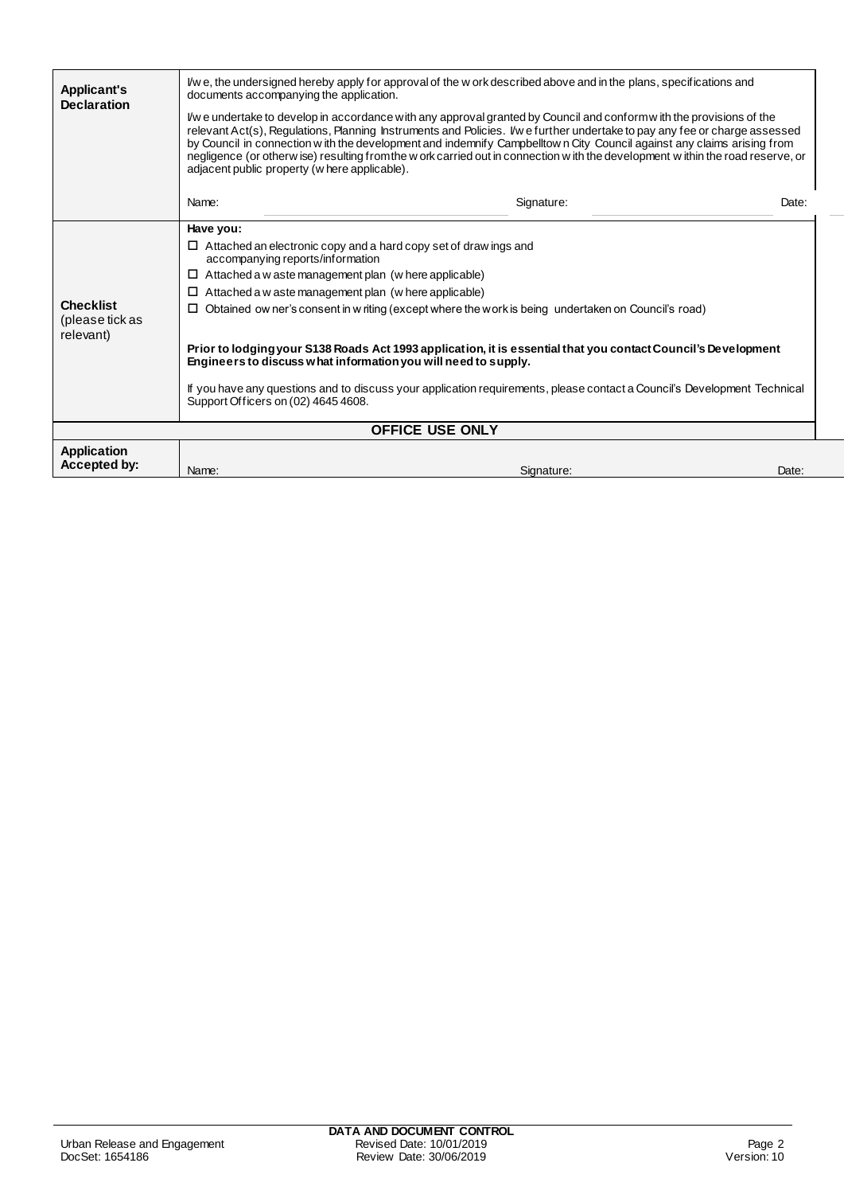| | |
|---|---|
| **Applicant's Declaration** | I/we, the undersigned hereby apply for approval of the work described above and in the plans, specifications and documents accompanying the application.<br><br>I/we undertake to develop in accordance with any approval granted by Council and conform with the provisions of the relevant Act(s), Regulations, Planning Instruments and Policies. I/we further undertake to pay any fee or charge assessed by Council in connection with the development and indemnify Campbelltown City Council against any claims arising from negligence (or otherwise) resulting from the work carried out in connection with the development within the road reserve, or adjacent public property (where applicable).<br><br>Name: Signature: Date: |
| **Checklist** (please tick as relevant) | **Have you:**<br>☐ Attached an electronic copy and a hard copy set of drawings and accompanying reports/information<br>☐ Attached a waste management plan (where applicable)<br>☐ Attached a waste management plan (where applicable)<br>☐ Obtained owner's consent in writing (except where the work is being undertaken on Council's road)<br><br>**Prior to lodging your S138 Roads Act 1993 application, it is essential that you contact Council's Development Engineers to discuss what information you will need to supply.**<br><br>If you have any questions and to discuss your application requirements, please contact a Council's Development Technical Support Officers on (02) 4645 4608. |
| **OFFICE USE ONLY** | |
| **Application Accepted by:** | Name: Signature: Date: |

**DATA AND DOCUMENT CONTROL**

Urban Release and Engagement
DocSet: 1654186

Revised Date: 10/01/2019
Review Date: 30/06/2019

Version: 10